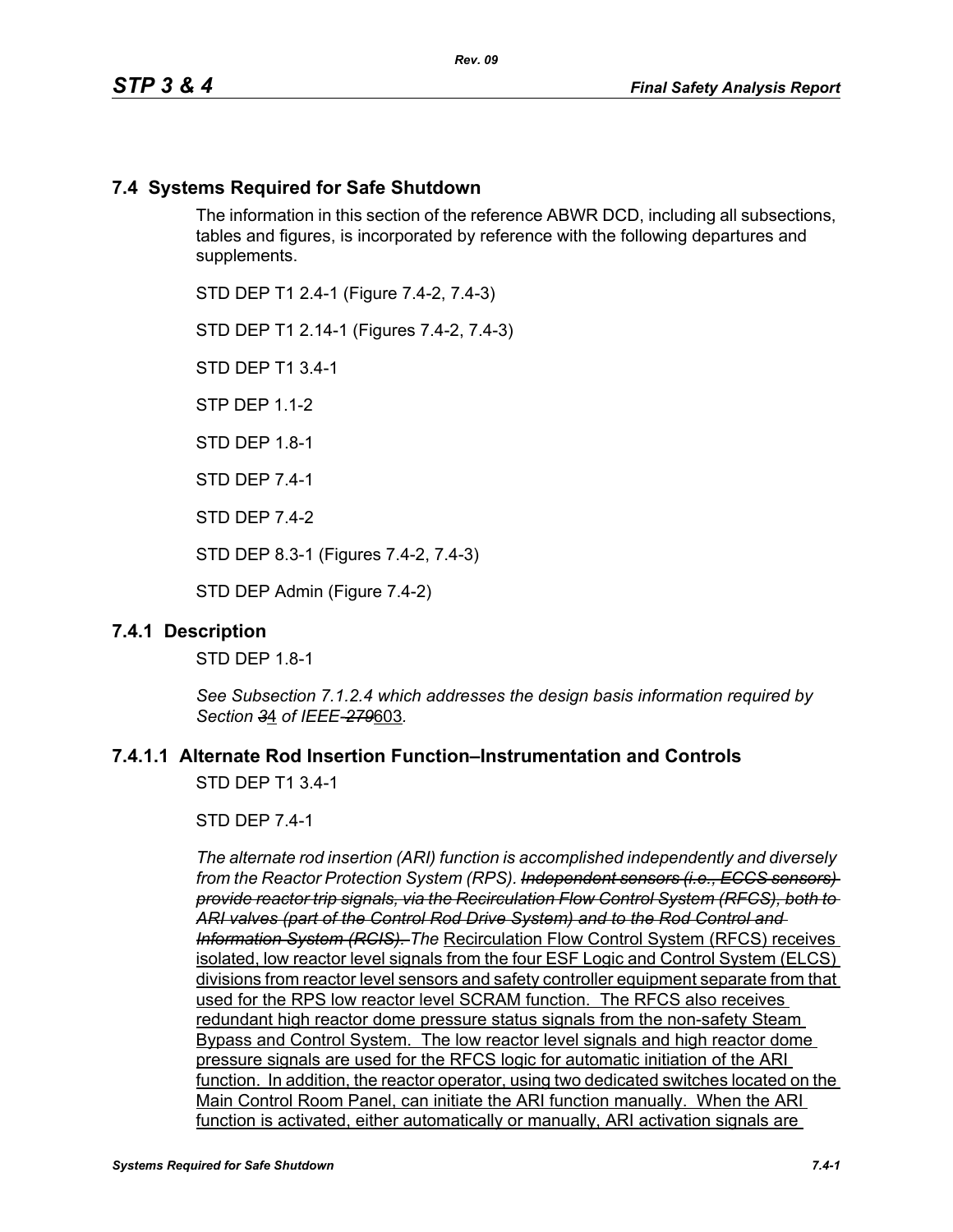## 7.4 Systems Required for Safe Shutdown

The information in this section of the reference ABWR DCD, including all subsections, tables and figures, is incorporated by reference with the following departures and supplements.

STD DEP T1 2.4-1 (Figure 7.4-2, 7.4-3)

STD DEP T1 2.14-1 (Figures 7.4-2, 7.4-3)

STD DEP T1 3.4-1

STP DEP 1.1-2

STD DEP 1.8-1

STD DEP 7.4-1

STD DEP 7.4-2

STD DEP 8.3-1 (Figures 7.4-2, 7.4-3)

STD DEP Admin (Figure 7.4-2)

## 7.4.1 Description

STD DEP 1.8-1

*See Subsection 7.1.2.4 which addresses the design basis information required by Section* ~~*3*~~4 *of IEEE* ~~*-279*~~603*.*

### 7.4.1.1 Alternate Rod Insertion Function–Instrumentation and Controls

STD DEP T1 3.4-1

STD DEP 7.4-1

*The alternate rod insertion (ARI) function is accomplished independently and diversely from the Reactor Protection System (RPS).* ~~*Independent sensors (i.e., ECCS sensors) provide reactor trip signals, via the Recirculation Flow Control System (RFCS), both to ARI valves (part of the Control Rod Drive System) and to the Rod Control and Information System (RCIS).*~~ *The* <u>Recirculation Flow Control System (RFCS) receives isolated, low reactor level signals from the four ESF Logic and Control System (ELCS) divisions from reactor level sensors and safety controller equipment separate from that used for the RPS low reactor level SCRAM function. The RFCS also receives redundant high reactor dome pressure status signals from the non-safety Steam Bypass and Control System. The low reactor level signals and high reactor dome pressure signals are used for the RFCS logic for automatic initiation of the ARI function. In addition, the reactor operator, using two dedicated switches located on the Main Control Room Panel, can initiate the ARI function manually. When the ARI function is activated, either automatically or manually, ARI activation signals are</u>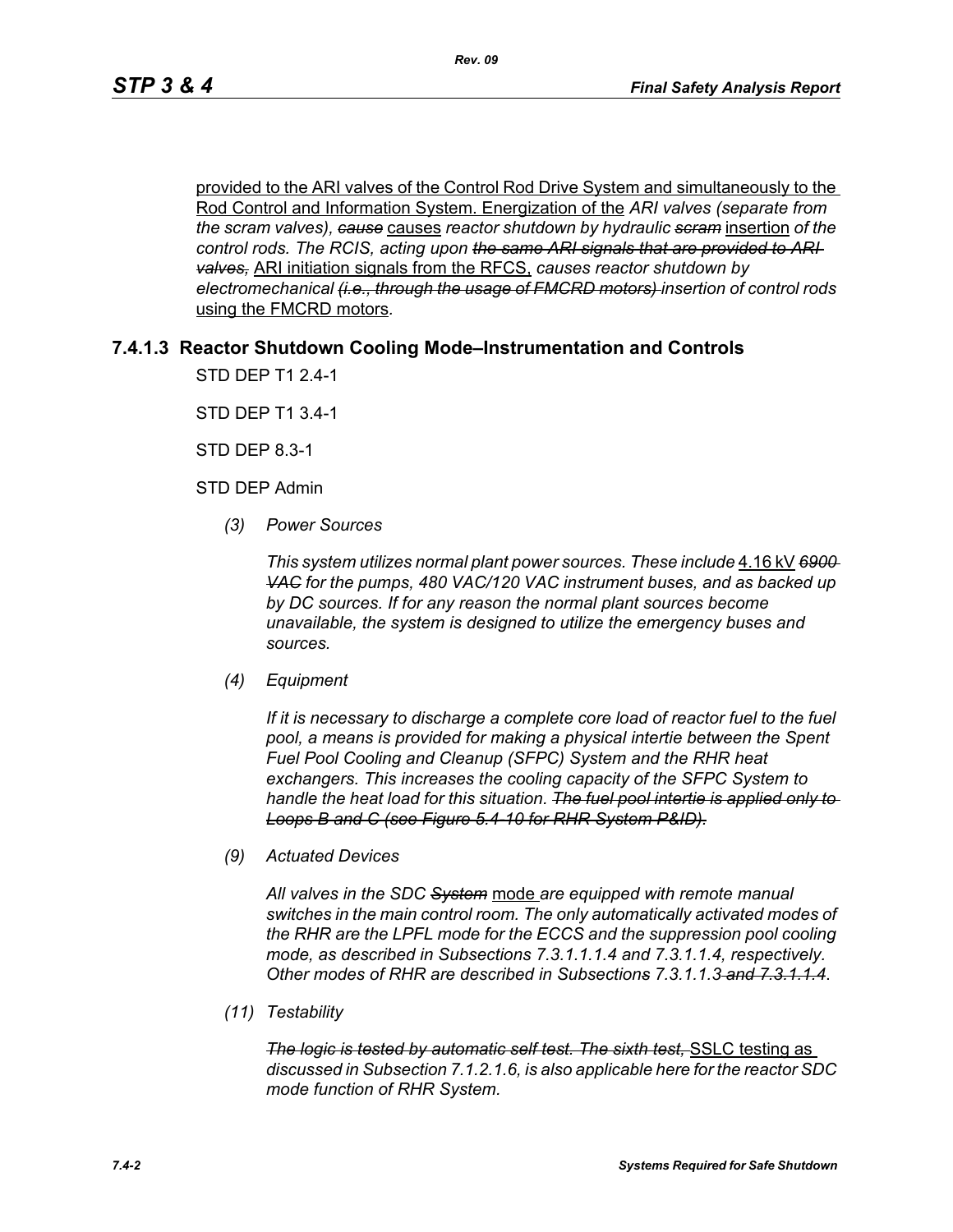provided to the ARI valves of the Control Rod Drive System and simultaneously to the Rod Control and Information System. Energization of the *ARI valves (separate from the scram valves),* ~~*cause*~~ causes *reactor shutdown by hydraulic* ~~*scram*~~ insertion *of the control rods. The RCIS, acting upon* ~~*the same ARI signals that are provided to ARI valves,*~~ ARI initiation signals from the RFCS, *causes reactor shutdown by electromechanical* ~~*(i.e., through the usage of FMCRD motors)*~~ *insertion of control rods* using the FMCRD motors*.*

### 7.4.1.3 Reactor Shutdown Cooling Mode–Instrumentation and Controls

STD DEP T1 2.4-1

STD DEP T1 3.4-1

STD DEP 8.3-1

STD DEP Admin

*(3) Power Sources*

*This system utilizes normal plant power sources. These include* 4.16 kV ~~*6900 VAC*~~ *for the pumps, 480 VAC/120 VAC instrument buses, and as backed up by DC sources. If for any reason the normal plant sources become unavailable, the system is designed to utilize the emergency buses and sources.*

*(4) Equipment*

*If it is necessary to discharge a complete core load of reactor fuel to the fuel pool, a means is provided for making a physical intertie between the Spent Fuel Pool Cooling and Cleanup (SFPC) System and the RHR heat exchangers. This increases the cooling capacity of the SFPC System to handle the heat load for this situation.* ~~*The fuel pool intertie is applied only to Loops B and C (see Figure 5.4-10 for RHR System P&ID).*~~

*(9) Actuated Devices*

*All valves in the SDC* ~~*System*~~ mode *are equipped with remote manual switches in the main control room. The only automatically activated modes of the RHR are the LPFL mode for the ECCS and the suppression pool cooling mode, as described in Subsections 7.3.1.1.1.4 and 7.3.1.1.4, respectively. Other modes of RHR are described in Subsection*~~*s*~~ *7.3.1.1.3* ~~*and 7.3.1.1.4*~~*.*

*(11) Testability*

~~*The logic is tested by automatic self test. The sixth test,*~~ SSLC testing as *discussed in Subsection 7.1.2.1.6, is also applicable here for the reactor SDC mode function of RHR System.*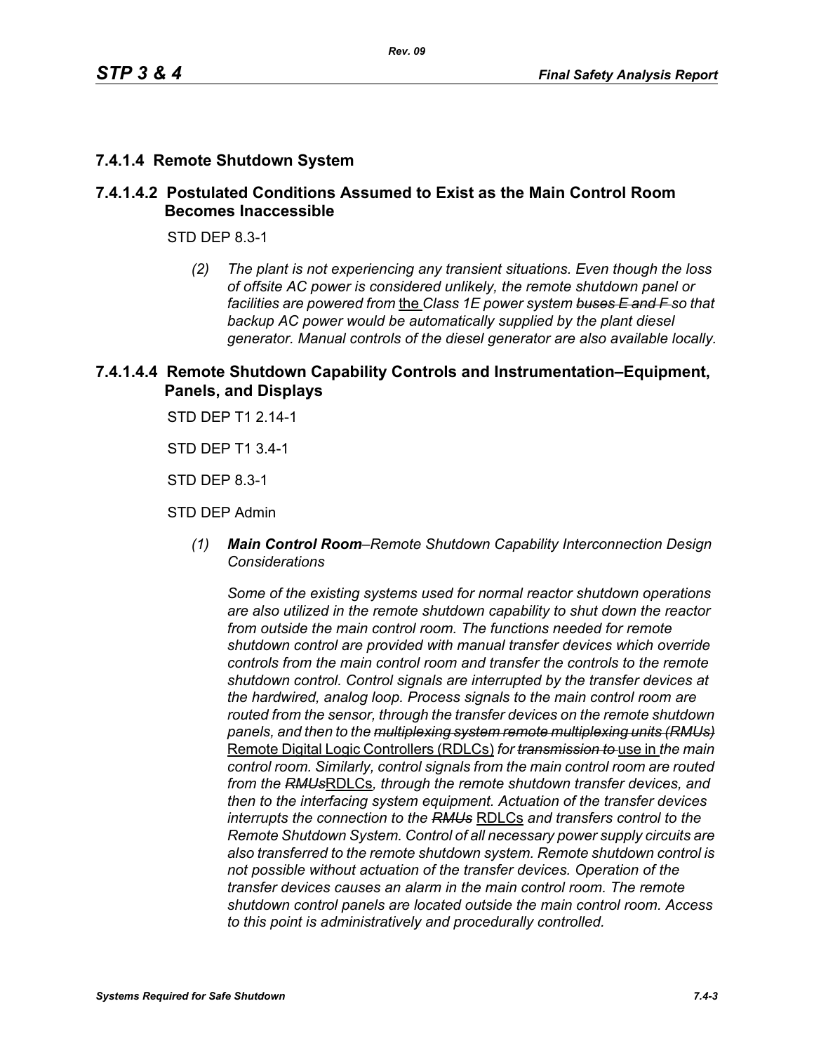## 7.4.1.4 Remote Shutdown System

### 7.4.1.4.2 Postulated Conditions Assumed to Exist as the Main Control Room Becomes Inaccessible

STD DEP 8.3-1

*(2) The plant is not experiencing any transient situations. Even though the loss of offsite AC power is considered unlikely, the remote shutdown panel or facilities are powered from* the *Class 1E power system ~~buses E and F~~ so that backup AC power would be automatically supplied by the plant diesel generator. Manual controls of the diesel generator are also available locally.*

### 7.4.1.4.4 Remote Shutdown Capability Controls and Instrumentation–Equipment, Panels, and Displays

STD DEP T1 2.14-1

STD DEP T1 3.4-1

STD DEP 8.3-1

STD DEP Admin

*(1) **Main Control Room**–Remote Shutdown Capability Interconnection Design Considerations*

*Some of the existing systems used for normal reactor shutdown operations are also utilized in the remote shutdown capability to shut down the reactor from outside the main control room. The functions needed for remote shutdown control are provided with manual transfer devices which override controls from the main control room and transfer the controls to the remote shutdown control. Control signals are interrupted by the transfer devices at the hardwired, analog loop. Process signals to the main control room are routed from the sensor, through the transfer devices on the remote shutdown panels, and then to the ~~multiplexing system remote multiplexing units (RMUs)~~* Remote Digital Logic Controllers (RDLCs) *for ~~transmission to~~* use in *the main control room. Similarly, control signals from the main control room are routed from the ~~RMUs~~*RDLCs*, through the remote shutdown transfer devices, and then to the interfacing system equipment. Actuation of the transfer devices interrupts the connection to the ~~RMUs~~* RDLCs *and transfers control to the Remote Shutdown System. Control of all necessary power supply circuits are also transferred to the remote shutdown system. Remote shutdown control is not possible without actuation of the transfer devices. Operation of the transfer devices causes an alarm in the main control room. The remote shutdown control panels are located outside the main control room. Access to this point is administratively and procedurally controlled.*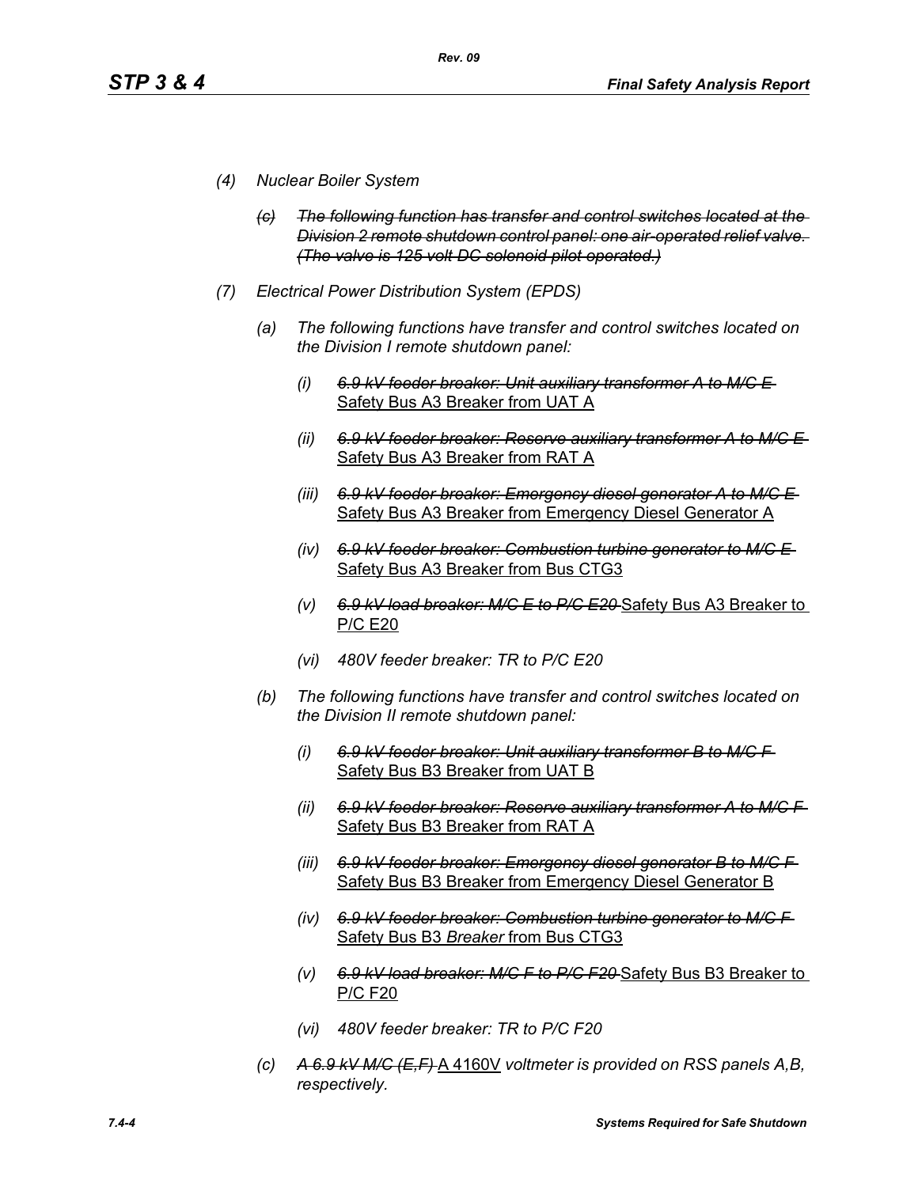*(4) Nuclear Boiler System*

*~~(c) The following function has transfer and control switches located at the Division 2 remote shutdown control panel: one air-operated relief valve. (The valve is 125 volt DC solenoid pilot operated.)~~*

*(7) Electrical Power Distribution System (EPDS)*

*(a) The following functions have transfer and control switches located on the Division I remote shutdown panel:*

*(i)* *~~6.9 kV feeder breaker: Unit auxiliary transformer A to M/C E~~* <u>Safety Bus A3 Breaker from UAT A</u>

*(ii)* *~~6.9 kV feeder breaker: Reserve auxiliary transformer A to M/C E~~* <u>Safety Bus A3 Breaker from RAT A</u>

*(iii)* *~~6.9 kV feeder breaker: Emergency diesel generator A to M/C E~~* <u>Safety Bus A3 Breaker from Emergency Diesel Generator A</u>

*(iv)* *~~6.9 kV feeder breaker: Combustion turbine generator to M/C E~~* <u>Safety Bus A3 Breaker from Bus CTG3</u>

*(v)* *~~6.9 kV load breaker: M/C E to P/C E20~~* <u>Safety Bus A3 Breaker to P/C E20</u>

*(vi) 480V feeder breaker: TR to P/C E20*

*(b) The following functions have transfer and control switches located on the Division II remote shutdown panel:*

*(i)* *~~6.9 kV feeder breaker: Unit auxiliary transformer B to M/C F~~* <u>Safety Bus B3 Breaker from UAT B</u>

*(ii)* *~~6.9 kV feeder breaker: Reserve auxiliary transformer A to M/C F~~* <u>Safety Bus B3 Breaker from RAT A</u>

*(iii)* *~~6.9 kV feeder breaker: Emergency diesel generator B to M/C F~~* <u>Safety Bus B3 Breaker from Emergency Diesel Generator B</u>

*(iv)* *~~6.9 kV feeder breaker: Combustion turbine generator to M/C F~~* <u>Safety Bus B3 *Breaker* from Bus CTG3</u>

*(v)* *~~6.9 kV load breaker: M/C F to P/C F20~~* <u>Safety Bus B3 Breaker to P/C F20</u>

*(vi) 480V feeder breaker: TR to P/C F20*

*(c)* *~~A 6.9 kV M/C (E,F)~~* <u>A 4160V</u> *voltmeter is provided on RSS panels A,B, respectively.*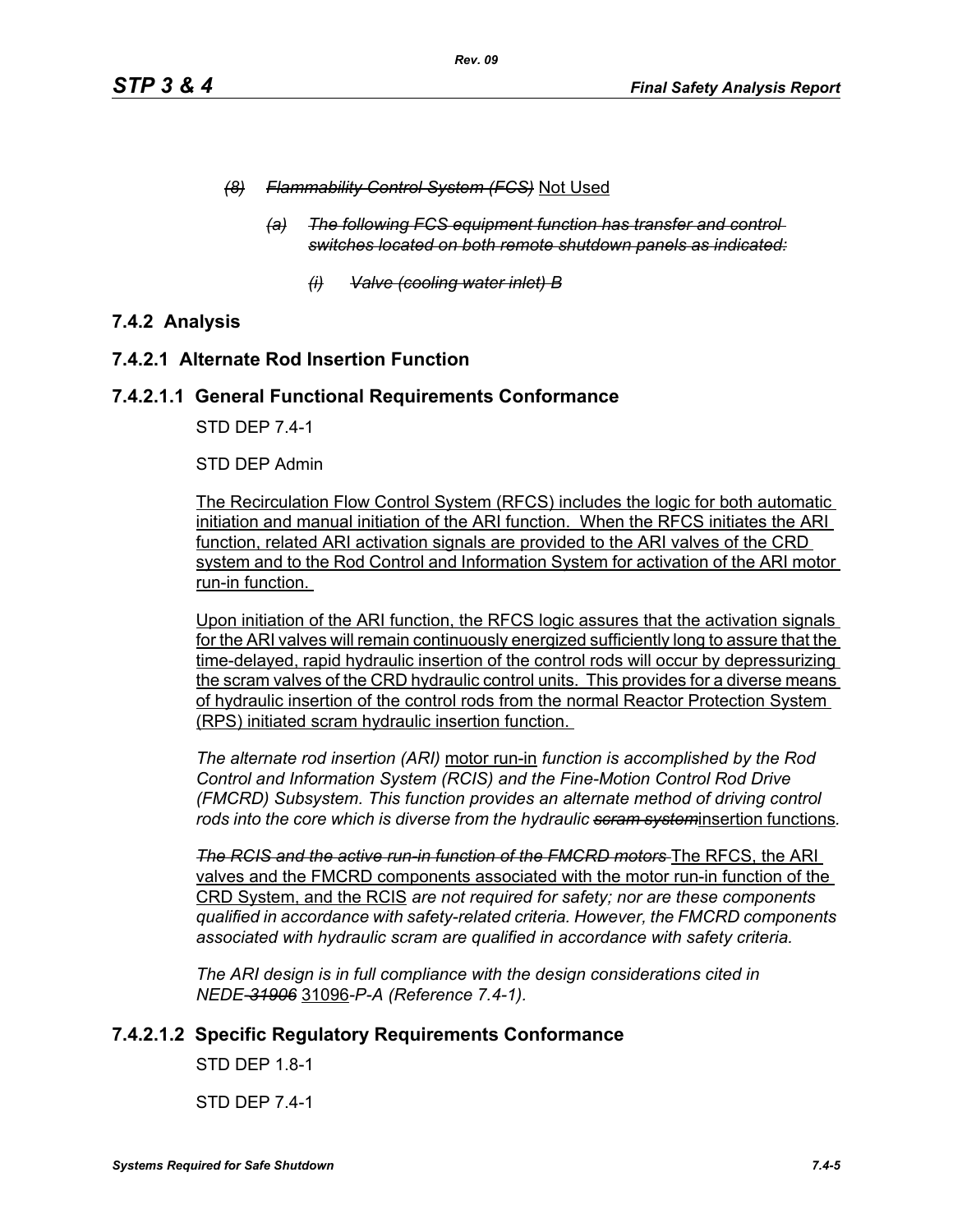*(8) ~~Flammability Control System (FCS)~~* Not Used

*(a) ~~The following FCS equipment function has transfer and control switches located on both remote shutdown panels as indicated:~~*

*(i) ~~Valve (cooling water inlet) B~~*

## 7.4.2 Analysis

### 7.4.2.1 Alternate Rod Insertion Function

#### 7.4.2.1.1 General Functional Requirements Conformance

STD DEP 7.4-1

STD DEP Admin

The Recirculation Flow Control System (RFCS) includes the logic for both automatic initiation and manual initiation of the ARI function. When the RFCS initiates the ARI function, related ARI activation signals are provided to the ARI valves of the CRD system and to the Rod Control and Information System for activation of the ARI motor run-in function.

Upon initiation of the ARI function, the RFCS logic assures that the activation signals for the ARI valves will remain continuously energized sufficiently long to assure that the time-delayed, rapid hydraulic insertion of the control rods will occur by depressurizing the scram valves of the CRD hydraulic control units. This provides for a diverse means of hydraulic insertion of the control rods from the normal Reactor Protection System (RPS) initiated scram hydraulic insertion function.

*The alternate rod insertion (ARI)* motor run-in *function is accomplished by the Rod Control and Information System (RCIS) and the Fine-Motion Control Rod Drive (FMCRD) Subsystem. This function provides an alternate method of driving control rods into the core which is diverse from the hydraulic ~~scram system~~*insertion functions*.*

*~~The RCIS and the active run-in function of the FMCRD motors~~* The RFCS, the ARI valves and the FMCRD components associated with the motor run-in function of the CRD System, and the RCIS *are not required for safety; nor are these components qualified in accordance with safety-related criteria. However, the FMCRD components associated with hydraulic scram are qualified in accordance with safety criteria.*

*The ARI design is in full compliance with the design considerations cited in NEDE-~~31906~~* 31096*-P-A (Reference 7.4-1).*

#### 7.4.2.1.2 Specific Regulatory Requirements Conformance

STD DEP 1.8-1

STD DEP 7.4-1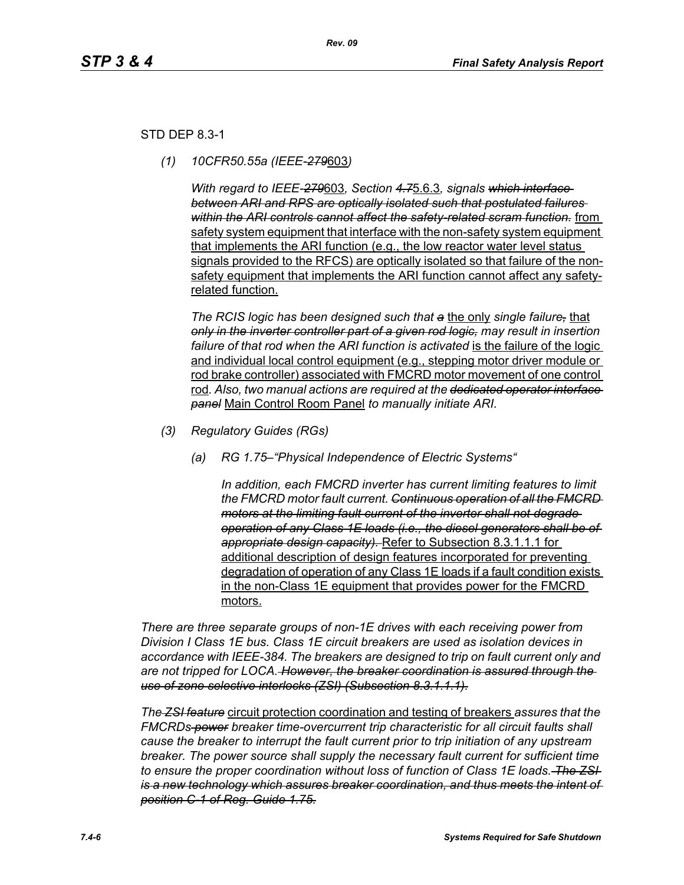STD DEP 8.3-1

*(1) 10CFR50.55a (IEEE-~~279~~603)*

*With regard to IEEE-~~279~~603, Section ~~4.7~~5.6.3, signals ~~which interface between ARI and RPS are optically isolated such that postulated failures within the ARI controls cannot affect the safety-related scram function.~~* from safety system equipment that interface with the non-safety system equipment that implements the ARI function (e.g., the low reactor water level status signals provided to the RFCS) are optically isolated so that failure of the non-safety equipment that implements the ARI function cannot affect any safety-related function.

*The RCIS logic has been designed such that ~~a~~* the only *single failure~~,~~* that *~~only in the inverter controller part of a given rod logic,~~ may result in insertion failure of that rod when the ARI function is activated* is the failure of the logic and individual local control equipment (e.g., stepping motor driver module or rod brake controller) associated with FMCRD motor movement of one control rod*. Also, two manual actions are required at the ~~dedicated operator interface panel~~* Main Control Room Panel *to manually initiate ARI.*

*(3) Regulatory Guides (RGs)*

*(a) RG 1.75–"Physical Independence of Electric Systems"*

*In addition, each FMCRD inverter has current limiting features to limit the FMCRD motor fault current. ~~Continuous operation of all the FMCRD motors at the limiting fault current of the inverter shall not degrade operation of any Class 1E loads (i.e., the diesel generators shall be of appropriate design capacity).~~* Refer to Subsection 8.3.1.1.1 for additional description of design features incorporated for preventing degradation of operation of any Class 1E loads if a fault condition exists in the non-Class 1E equipment that provides power for the FMCRD motors.

*There are three separate groups of non-1E drives with each receiving power from Division I Class 1E bus. Class 1E circuit breakers are used as isolation devices in accordance with IEEE-384. The breakers are designed to trip on fault current only and are not tripped for LOCA. ~~However, the breaker coordination is assured through the use of zone selective interlocks (ZSI) (Subsection 8.3.1.1.1).~~*

*The ~~ZSI feature~~* circuit protection coordination and testing of breakers *assures that the FMCRDs ~~power~~ breaker time-overcurrent trip characteristic for all circuit faults shall cause the breaker to interrupt the fault current prior to trip initiation of any upstream breaker. The power source shall supply the necessary fault current for sufficient time to ensure the proper coordination without loss of function of Class 1E loads. ~~The ZSI is a new technology which assures breaker coordination, and thus meets the intent of position C-1 of Reg. Guide 1.75.~~*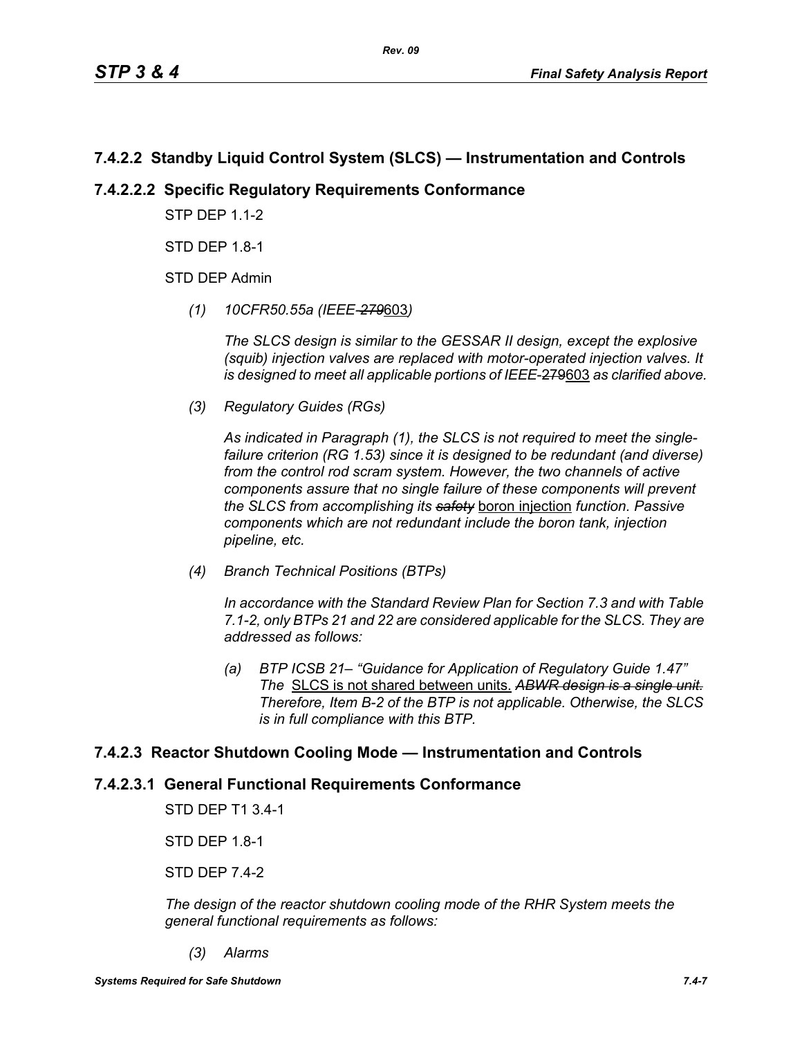## 7.4.2.2 Standby Liquid Control System (SLCS) — Instrumentation and Controls

### 7.4.2.2.2 Specific Regulatory Requirements Conformance

STP DEP 1.1-2

STD DEP 1.8-1

STD DEP Admin

*(1) 10CFR50.55a (IEEE-~~279~~603)*

*The SLCS design is similar to the GESSAR II design, except the explosive (squib) injection valves are replaced with motor-operated injection valves. It is designed to meet all applicable portions of IEEE-*~~279~~603 *as clarified above.*

*(3) Regulatory Guides (RGs)*

*As indicated in Paragraph (1), the SLCS is not required to meet the single-failure criterion (RG 1.53) since it is designed to be redundant (and diverse) from the control rod scram system. However, the two channels of active components assure that no single failure of these components will prevent the SLCS from accomplishing its* ~~*safety*~~ boron injection *function. Passive components which are not redundant include the boron tank, injection pipeline, etc.*

*(4) Branch Technical Positions (BTPs)*

*In accordance with the Standard Review Plan for Section 7.3 and with Table 7.1-2, only BTPs 21 and 22 are considered applicable for the SLCS. They are addressed as follows:*

*(a) BTP ICSB 21– "Guidance for Application of Regulatory Guide 1.47" The* SLCS is not shared between units. ~~*ABWR design is a single unit.*~~ *Therefore, Item B-2 of the BTP is not applicable. Otherwise, the SLCS is in full compliance with this BTP.*

## 7.4.2.3 Reactor Shutdown Cooling Mode — Instrumentation and Controls

### 7.4.2.3.1 General Functional Requirements Conformance

STD DEP T1 3.4-1

STD DEP 1.8-1

STD DEP 7.4-2

*The design of the reactor shutdown cooling mode of the RHR System meets the general functional requirements as follows:*

*(3) Alarms*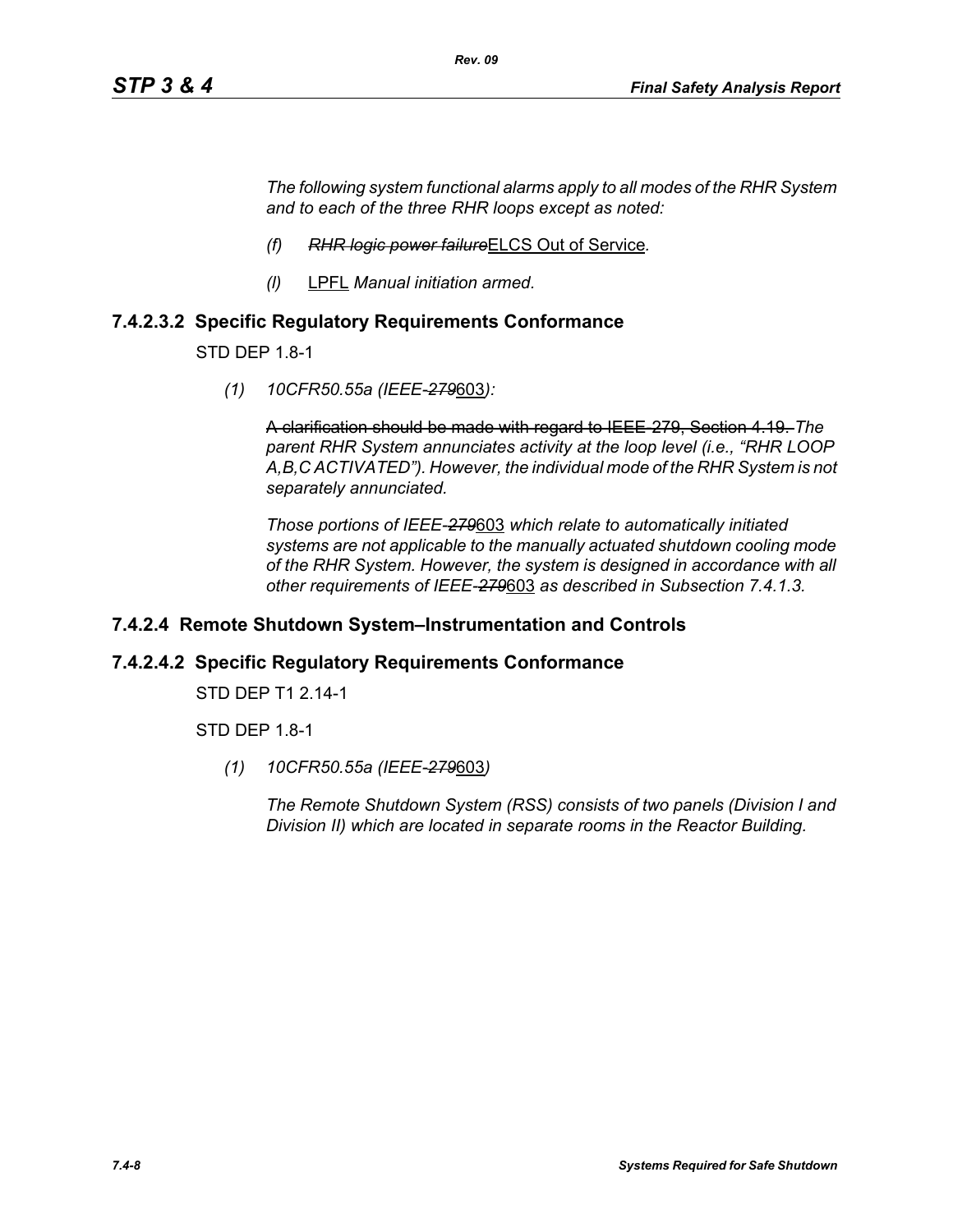*The following system functional alarms apply to all modes of the RHR System and to each of the three RHR loops except as noted:*

- *(f)* ~~*RHR logic power failure*~~ELCS Out of Service*.*
- *(l)* LPFL *Manual initiation armed.*

## 7.4.2.3.2 Specific Regulatory Requirements Conformance

STD DEP 1.8-1

*(1) 10CFR50.55a (IEEE-~~279~~603):*

~~A clarification should be made with regard to IEEE-279, Section 4.19.~~ *The parent RHR System annunciates activity at the loop level (i.e., "RHR LOOP A,B,C ACTIVATED"). However, the individual mode of the RHR System is not separately annunciated.*

*Those portions of IEEE-~~279~~*603 *which relate to automatically initiated systems are not applicable to the manually actuated shutdown cooling mode of the RHR System. However, the system is designed in accordance with all other requirements of IEEE-~~279~~*603 *as described in Subsection 7.4.1.3.*

## 7.4.2.4 Remote Shutdown System–Instrumentation and Controls

## 7.4.2.4.2 Specific Regulatory Requirements Conformance

STD DEP T1 2.14-1

STD DEP 1.8-1

*(1) 10CFR50.55a (IEEE-~~279~~603)*

*The Remote Shutdown System (RSS) consists of two panels (Division I and Division II) which are located in separate rooms in the Reactor Building.*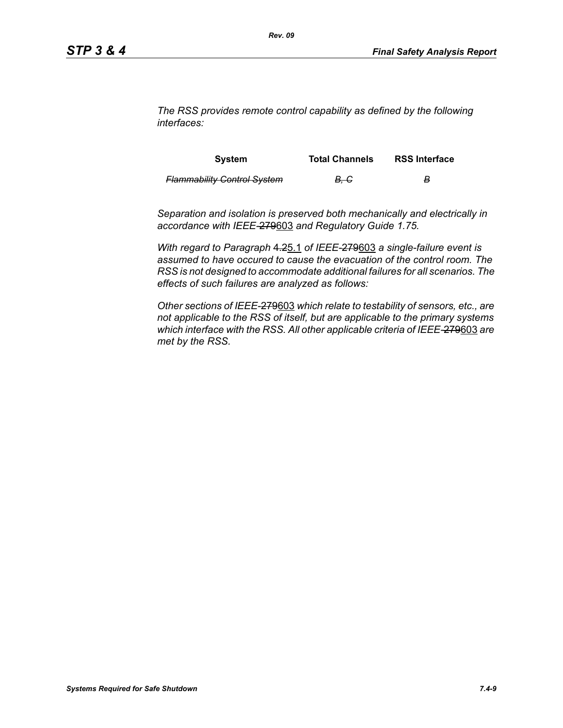*The RSS provides remote control capability as defined by the following interfaces:*

| System | Total Channels | RSS Interface |
|---|---|---|
| ~~*Flammability Control System*~~ | ~~*B, C*~~ | ~~*B*~~ |

*Separation and isolation is preserved both mechanically and electrically in accordance with IEEE-~~279~~603 and Regulatory Guide 1.75.*

*With regard to Paragraph ~~4.2~~5.1 of IEEE-~~279~~603 a single-failure event is assumed to have occured to cause the evacuation of the control room. The RSS is not designed to accommodate additional failures for all scenarios. The effects of such failures are analyzed as follows:*

*Other sections of IEEE-~~279~~603 which relate to testability of sensors, etc., are not applicable to the RSS of itself, but are applicable to the primary systems which interface with the RSS. All other applicable criteria of IEEE-~~279~~603 are met by the RSS.*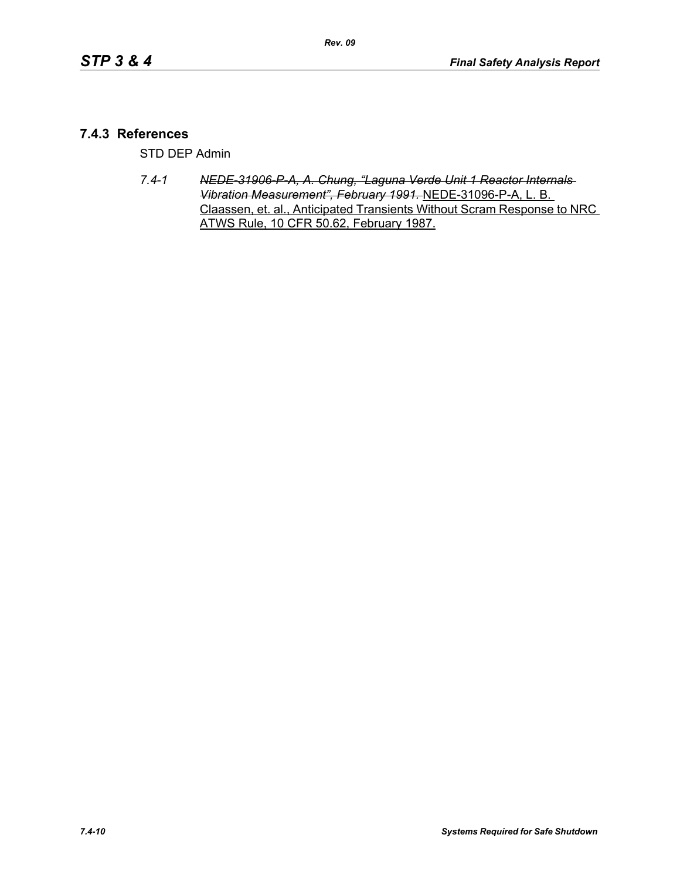## 7.4.3 References

STD DEP Admin

*7.4-1* ~~*NEDE-31906-P-A, A. Chung, "Laguna Verde Unit 1 Reactor Internals Vibration Measurement", February 1991.*~~ <u>NEDE-31096-P-A, L. B. Claassen, et. al., Anticipated Transients Without Scram Response to NRC ATWS Rule, 10 CFR 50.62, February 1987.</u>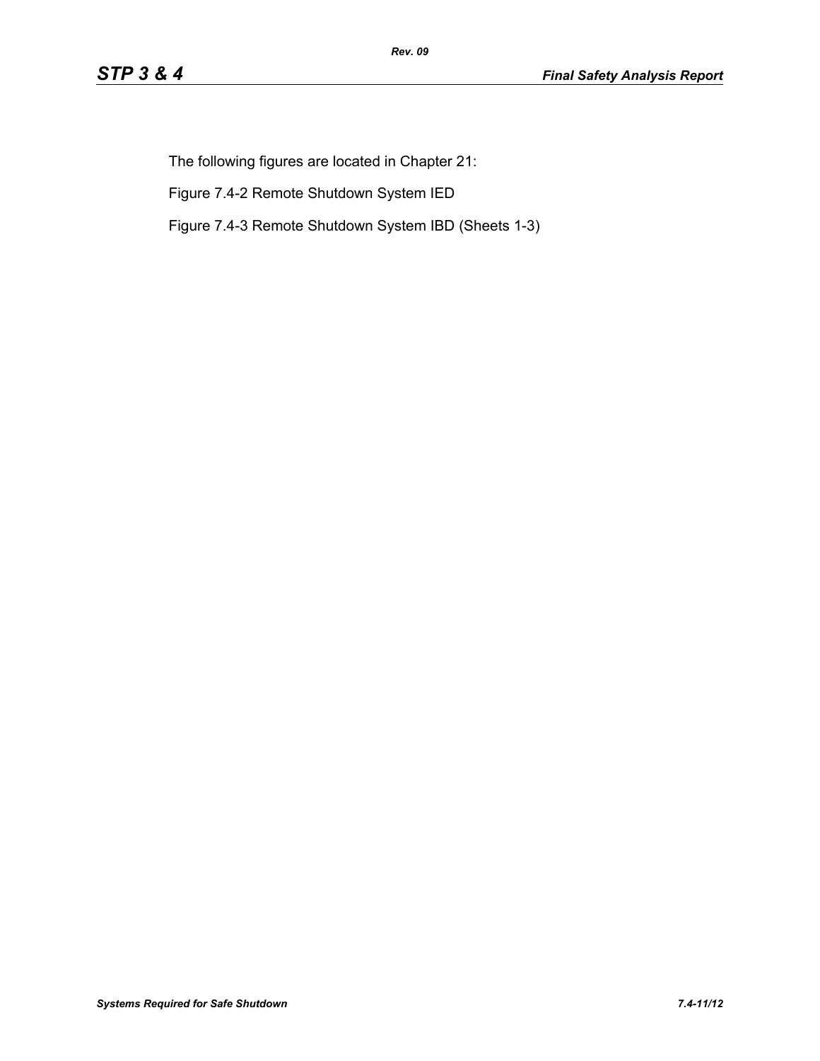The following figures are located in Chapter 21:

Figure 7.4-2 Remote Shutdown System IED

Figure 7.4-3 Remote Shutdown System IBD (Sheets 1-3)